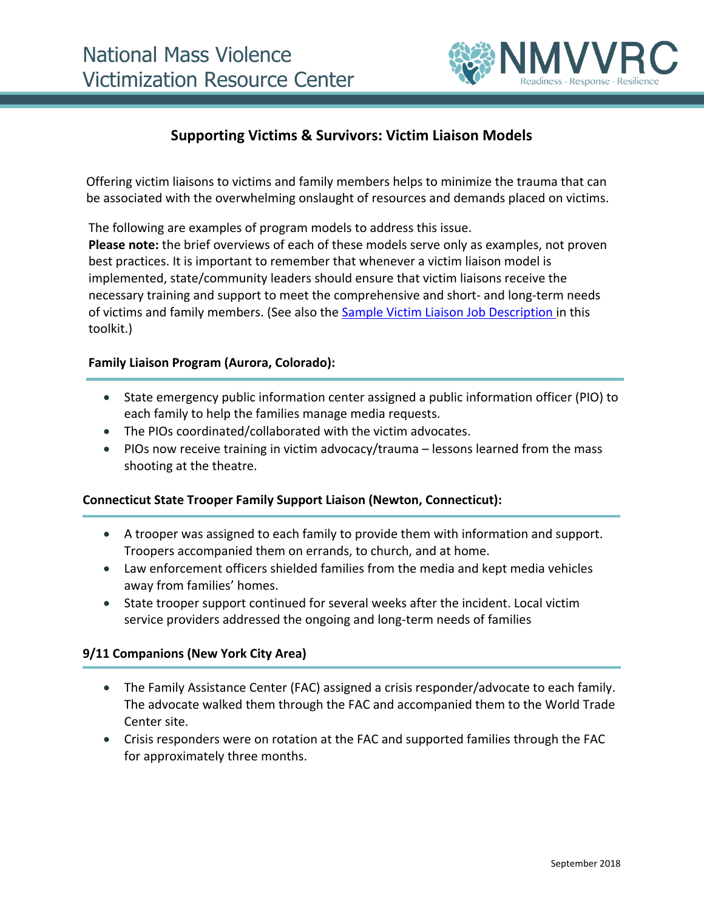# National Mass Violence Victimization Resource Center

NMVVRC
Readiness · Response · Resilience

## Supporting Victims & Survivors: Victim Liaison Models

Offering victim liaisons to victims and family members helps to minimize the trauma that can be associated with the overwhelming onslaught of resources and demands placed on victims.

The following are examples of program models to address this issue.
**Please note:** the brief overviews of each of these models serve only as examples, not proven best practices. It is important to remember that whenever a victim liaison model is implemented, state/community leaders should ensure that victim liaisons receive the necessary training and support to meet the comprehensive and short- and long-term needs of victims and family members. (See also the [Sample Victim Liaison Job Description](#) in this toolkit.)

### Family Liaison Program (Aurora, Colorado):

- State emergency public information center assigned a public information officer (PIO) to each family to help the families manage media requests.
- The PIOs coordinated/collaborated with the victim advocates.
- PIOs now receive training in victim advocacy/trauma – lessons learned from the mass shooting at the theatre.

### Connecticut State Trooper Family Support Liaison (Newton, Connecticut):

- A trooper was assigned to each family to provide them with information and support. Troopers accompanied them on errands, to church, and at home.
- Law enforcement officers shielded families from the media and kept media vehicles away from families' homes.
- State trooper support continued for several weeks after the incident. Local victim service providers addressed the ongoing and long-term needs of families

### 9/11 Companions (New York City Area)

- The Family Assistance Center (FAC) assigned a crisis responder/advocate to each family. The advocate walked them through the FAC and accompanied them to the World Trade Center site.
- Crisis responders were on rotation at the FAC and supported families through the FAC for approximately three months.

September 2018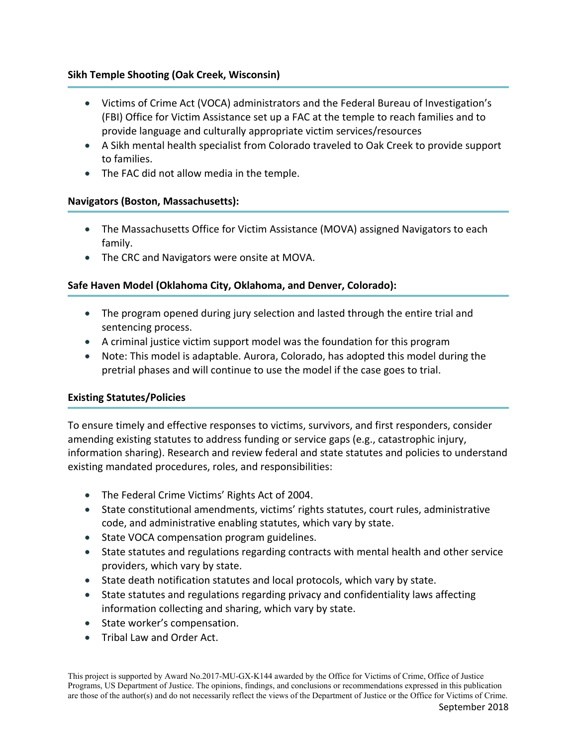### Sikh Temple Shooting (Oak Creek, Wisconsin)

- Victims of Crime Act (VOCA) administrators and the Federal Bureau of Investigation's (FBI) Office for Victim Assistance set up a FAC at the temple to reach families and to provide language and culturally appropriate victim services/resources
- A Sikh mental health specialist from Colorado traveled to Oak Creek to provide support to families.
- The FAC did not allow media in the temple.

### Navigators (Boston, Massachusetts):

- The Massachusetts Office for Victim Assistance (MOVA) assigned Navigators to each family.
- The CRC and Navigators were onsite at MOVA.

### Safe Haven Model (Oklahoma City, Oklahoma, and Denver, Colorado):

- The program opened during jury selection and lasted through the entire trial and sentencing process.
- A criminal justice victim support model was the foundation for this program
- Note: This model is adaptable. Aurora, Colorado, has adopted this model during the pretrial phases and will continue to use the model if the case goes to trial.

### Existing Statutes/Policies

To ensure timely and effective responses to victims, survivors, and first responders, consider amending existing statutes to address funding or service gaps (e.g., catastrophic injury, information sharing). Research and review federal and state statutes and policies to understand existing mandated procedures, roles, and responsibilities:

- The Federal Crime Victims' Rights Act of 2004.
- State constitutional amendments, victims' rights statutes, court rules, administrative code, and administrative enabling statutes, which vary by state.
- State VOCA compensation program guidelines.
- State statutes and regulations regarding contracts with mental health and other service providers, which vary by state.
- State death notification statutes and local protocols, which vary by state.
- State statutes and regulations regarding privacy and confidentiality laws affecting information collecting and sharing, which vary by state.
- State worker's compensation.
- Tribal Law and Order Act.

This project is supported by Award No.2017-MU-GX-K144 awarded by the Office for Victims of Crime, Office of Justice Programs, US Department of Justice. The opinions, findings, and conclusions or recommendations expressed in this publication are those of the author(s) and do not necessarily reflect the views of the Department of Justice or the Office for Victims of Crime.

September 2018